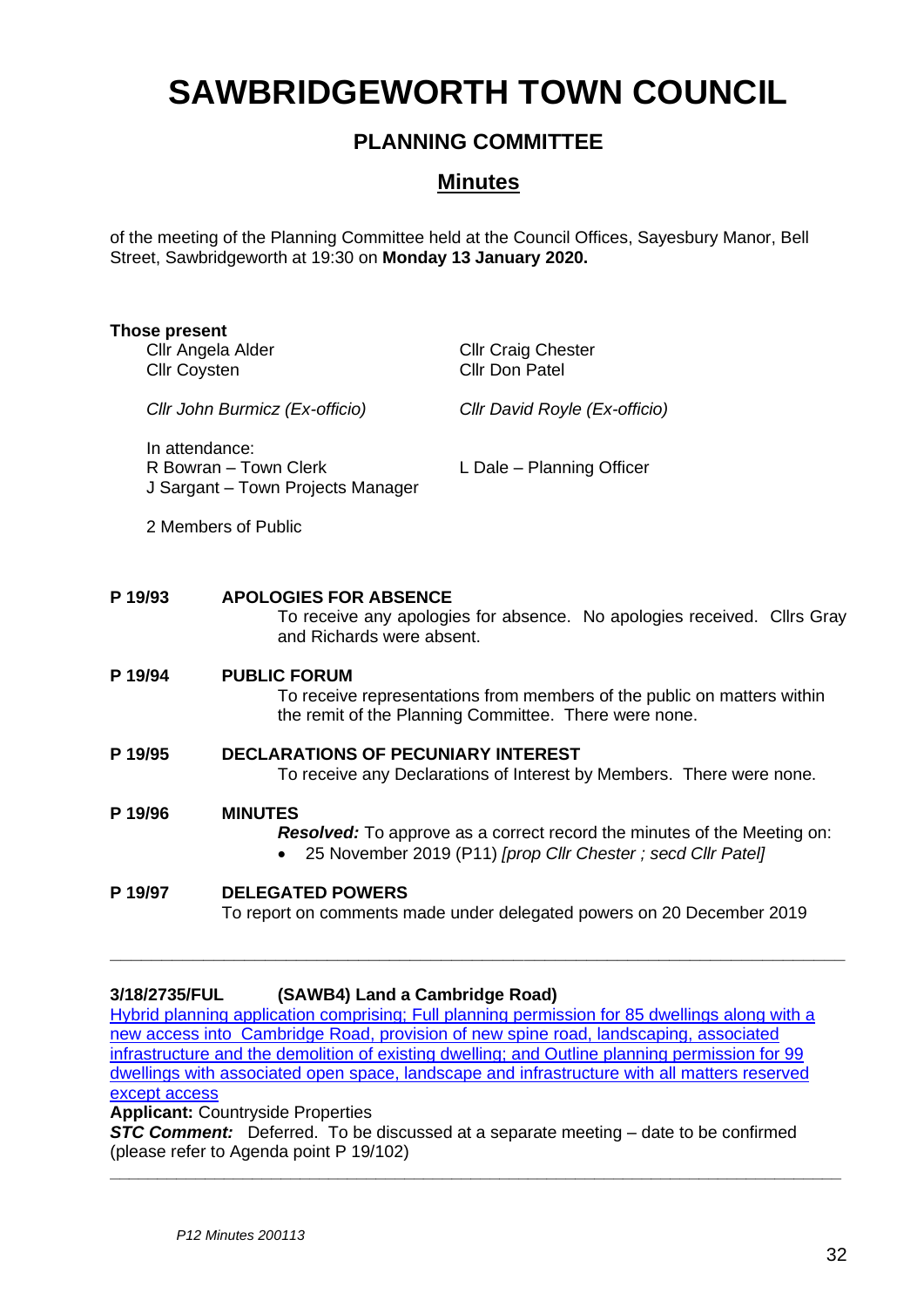# SAWBRIDGEWORTH TOWN COUNCIL

## PLANNING COMMITTEE

## Minutes

of the meeting of the Planning Committee held at the Council Offices, Sayesbury Manor, Bell Street, Sawbridgeworth at 19:30 on **Monday 13 January 2020.**

**Those present**

Cllr Angela Alder
Cllr Coysten
Cllr Craig Chester
Cllr Don Patel

*Cllr John Burmicz (Ex-officio)*
*Cllr David Royle (Ex-officio)*

In attendance:
R Bowran – Town Clerk
J Sargant – Town Projects Manager
L Dale – Planning Officer

2 Members of Public

**P 19/93 APOLOGIES FOR ABSENCE**

To receive any apologies for absence. No apologies received. Cllrs Gray and Richards were absent.

**P 19/94 PUBLIC FORUM**

To receive representations from members of the public on matters within the remit of the Planning Committee. There were none.

**P 19/95 DECLARATIONS OF PECUNIARY INTEREST**

To receive any Declarations of Interest by Members. There were none.

**P 19/96 MINUTES**

***Resolved:*** To approve as a correct record the minutes of the Meeting on:

- 25 November 2019 (P11) *[prop Cllr Chester ; secd Cllr Patel]*

**P 19/97 DELEGATED POWERS**

To report on comments made under delegated powers on 20 December 2019

---

**3/18/2735/FUL (SAWB4) Land a Cambridge Road)**

Hybrid planning application comprising; Full planning permission for 85 dwellings along with a new access into Cambridge Road, provision of new spine road, landscaping, associated infrastructure and the demolition of existing dwelling; and Outline planning permission for 99 dwellings with associated open space, landscape and infrastructure with all matters reserved except access

**Applicant:** Countryside Properties

***STC Comment:*** Deferred. To be discussed at a separate meeting – date to be confirmed (please refer to Agenda point P 19/102)

---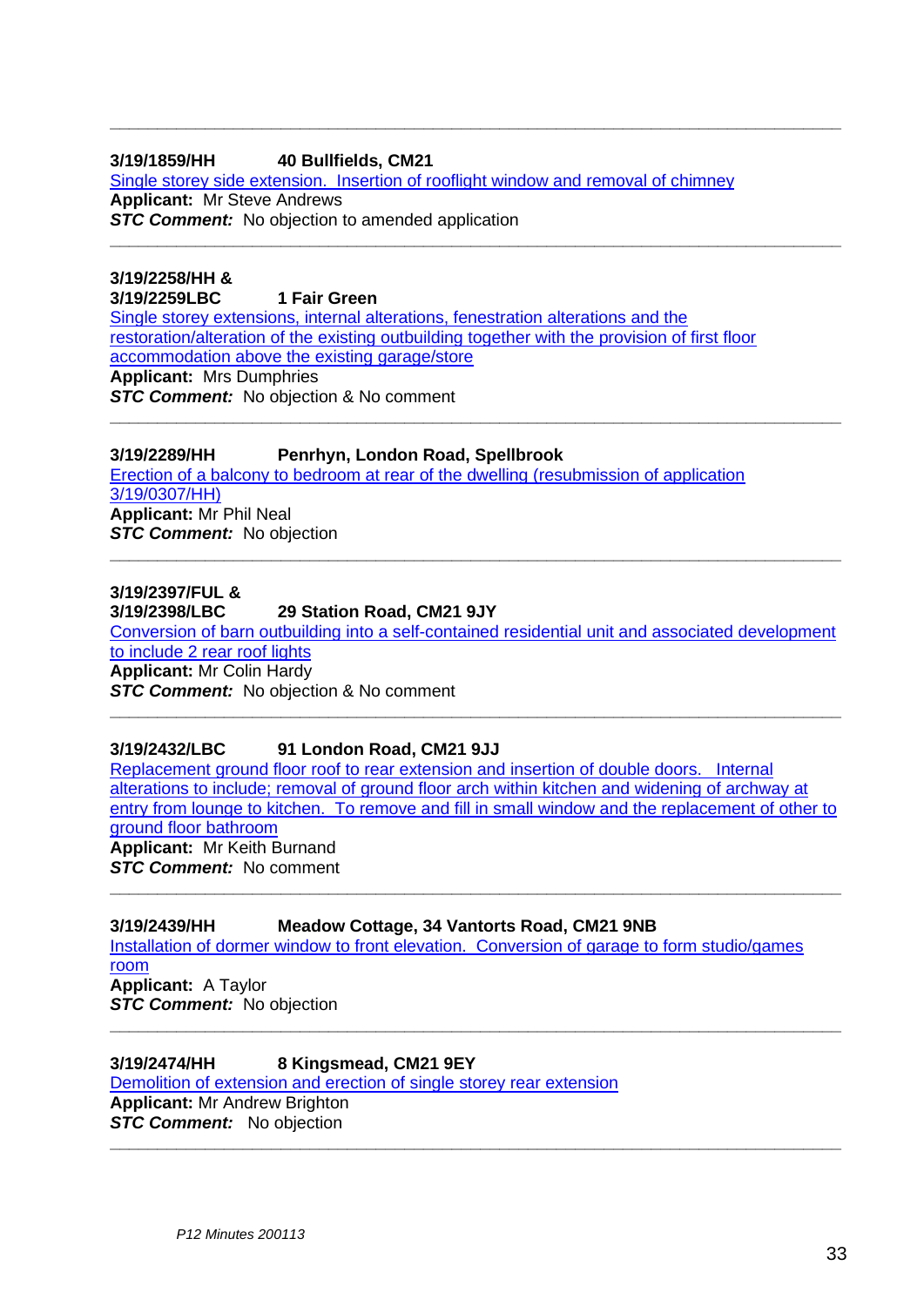---

**3/19/1859/HH 40 Bullfields, CM21**

Single storey side extension. Insertion of rooflight window and removal of chimney

**Applicant:** Mr Steve Andrews

***STC Comment:*** No objection to amended application

---

**3/19/2258/HH &**
**3/19/2259LBC 1 Fair Green**

Single storey extensions, internal alterations, fenestration alterations and the restoration/alteration of the existing outbuilding together with the provision of first floor accommodation above the existing garage/store

**Applicant:** Mrs Dumphries

***STC Comment:*** No objection & No comment

---

**3/19/2289/HH Penrhyn, London Road, Spellbrook**

Erection of a balcony to bedroom at rear of the dwelling (resubmission of application 3/19/0307/HH)

**Applicant:** Mr Phil Neal

***STC Comment:*** No objection

---

**3/19/2397/FUL &**
**3/19/2398/LBC 29 Station Road, CM21 9JY**

Conversion of barn outbuilding into a self-contained residential unit and associated development to include 2 rear roof lights

**Applicant:** Mr Colin Hardy

***STC Comment:*** No objection & No comment

---

**3/19/2432/LBC 91 London Road, CM21 9JJ**

Replacement ground floor roof to rear extension and insertion of double doors. Internal alterations to include; removal of ground floor arch within kitchen and widening of archway at entry from lounge to kitchen. To remove and fill in small window and the replacement of other to ground floor bathroom

**Applicant:** Mr Keith Burnand

***STC Comment:*** No comment

---

**3/19/2439/HH Meadow Cottage, 34 Vantorts Road, CM21 9NB**

Installation of dormer window to front elevation. Conversion of garage to form studio/games room

**Applicant:** A Taylor

***STC Comment:*** No objection

---

**3/19/2474/HH 8 Kingsmead, CM21 9EY**

Demolition of extension and erection of single storey rear extension

**Applicant:** Mr Andrew Brighton

***STC Comment:*** No objection

---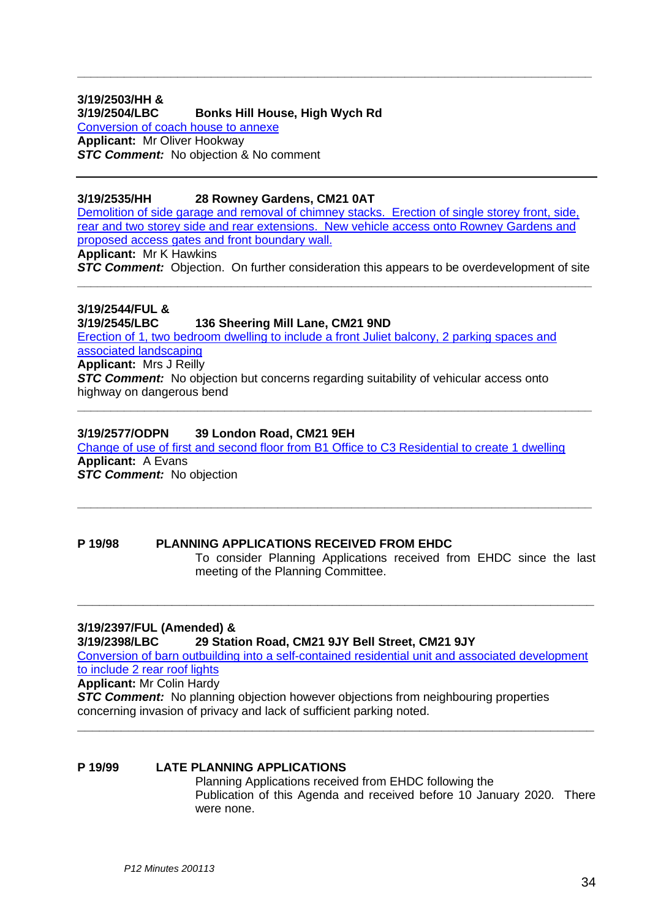---

**3/19/2503/HH &**
**3/19/2504/LBC Bonks Hill House, High Wych Rd**
Conversion of coach house to annexe
**Applicant:** Mr Oliver Hookway
***STC Comment:*** No objection & No comment

---

**3/19/2535/HH 28 Rowney Gardens, CM21 0AT**
Demolition of side garage and removal of chimney stacks. Erection of single storey front, side, rear and two storey side and rear extensions. New vehicle access onto Rowney Gardens and proposed access gates and front boundary wall.
**Applicant:** Mr K Hawkins
***STC Comment:*** Objection. On further consideration this appears to be overdevelopment of site

---

**3/19/2544/FUL &**
**3/19/2545/LBC 136 Sheering Mill Lane, CM21 9ND**
Erection of 1, two bedroom dwelling to include a front Juliet balcony, 2 parking spaces and associated landscaping
**Applicant:** Mrs J Reilly
***STC Comment:*** No objection but concerns regarding suitability of vehicular access onto highway on dangerous bend

---

**3/19/2577/ODPN 39 London Road, CM21 9EH**
Change of use of first and second floor from B1 Office to C3 Residential to create 1 dwelling
**Applicant:** A Evans
***STC Comment:*** No objection

---

**P 19/98 PLANNING APPLICATIONS RECEIVED FROM EHDC**

To consider Planning Applications received from EHDC since the last meeting of the Planning Committee.

---

**3/19/2397/FUL (Amended) &**
**3/19/2398/LBC 29 Station Road, CM21 9JY Bell Street, CM21 9JY**
Conversion of barn outbuilding into a self-contained residential unit and associated development to include 2 rear roof lights
**Applicant:** Mr Colin Hardy
***STC Comment:*** No planning objection however objections from neighbouring properties concerning invasion of privacy and lack of sufficient parking noted.

---

**P 19/99 LATE PLANNING APPLICATIONS**

Planning Applications received from EHDC following the Publication of this Agenda and received before 10 January 2020. There were none.

*P12 Minutes 200113*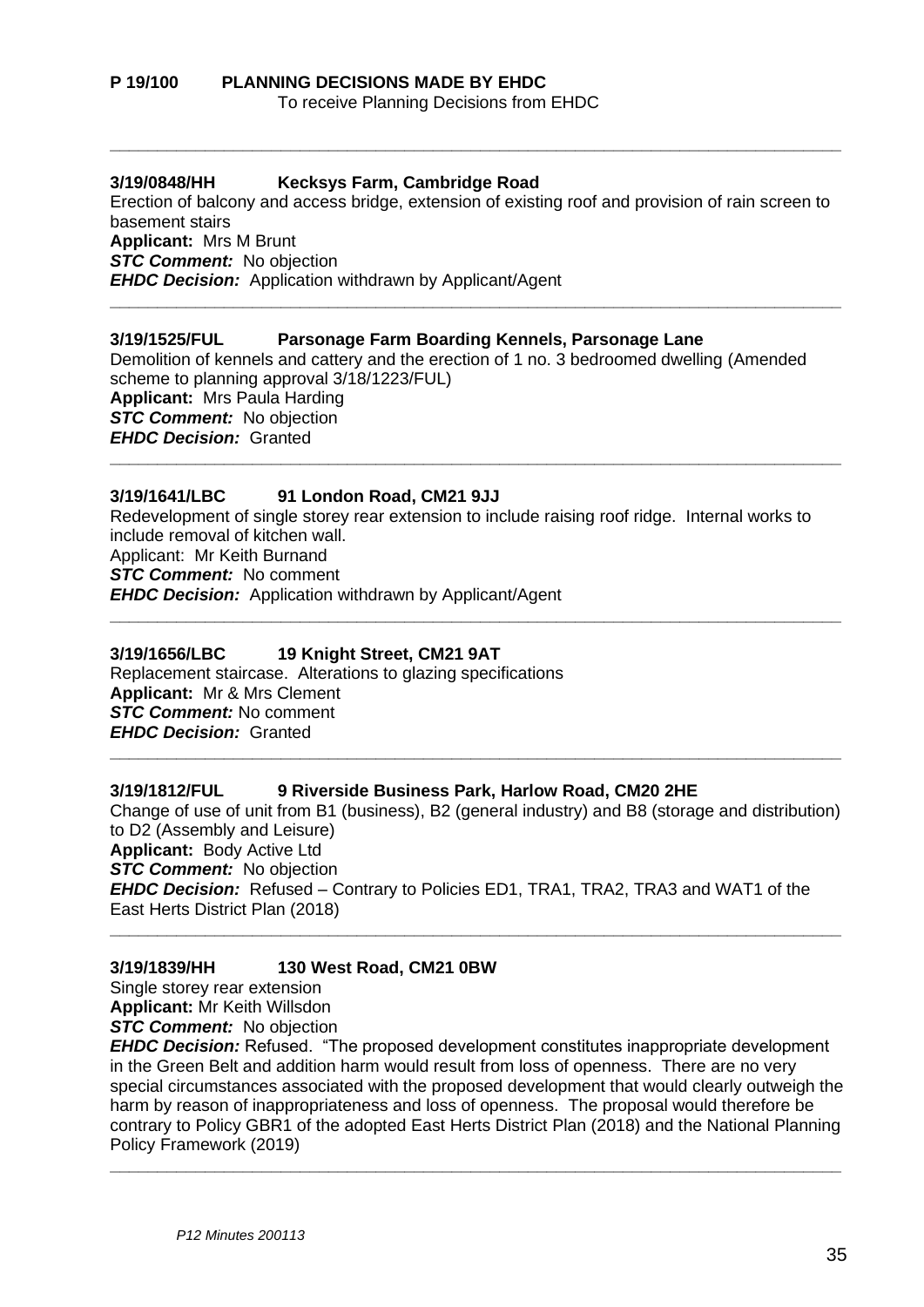**P 19/100 PLANNING DECISIONS MADE BY EHDC**

To receive Planning Decisions from EHDC

---

**3/19/0848/HH Kecksys Farm, Cambridge Road**

Erection of balcony and access bridge, extension of existing roof and provision of rain screen to basement stairs

**Applicant:** Mrs M Brunt

***STC Comment:*** No objection

***EHDC Decision:*** Application withdrawn by Applicant/Agent

---

**3/19/1525/FUL Parsonage Farm Boarding Kennels, Parsonage Lane**

Demolition of kennels and cattery and the erection of 1 no. 3 bedroomed dwelling (Amended scheme to planning approval 3/18/1223/FUL)

**Applicant:** Mrs Paula Harding

***STC Comment:*** No objection

***EHDC Decision:*** Granted

---

**3/19/1641/LBC 91 London Road, CM21 9JJ**

Redevelopment of single storey rear extension to include raising roof ridge. Internal works to include removal of kitchen wall.

Applicant: Mr Keith Burnand

***STC Comment:*** No comment

***EHDC Decision:*** Application withdrawn by Applicant/Agent

---

**3/19/1656/LBC 19 Knight Street, CM21 9AT**

Replacement staircase. Alterations to glazing specifications

**Applicant:** Mr & Mrs Clement

***STC Comment:*** No comment

***EHDC Decision:*** Granted

---

**3/19/1812/FUL 9 Riverside Business Park, Harlow Road, CM20 2HE**

Change of use of unit from B1 (business), B2 (general industry) and B8 (storage and distribution) to D2 (Assembly and Leisure)

**Applicant:** Body Active Ltd

***STC Comment:*** No objection

***EHDC Decision:*** Refused – Contrary to Policies ED1, TRA1, TRA2, TRA3 and WAT1 of the East Herts District Plan (2018)

---

**3/19/1839/HH 130 West Road, CM21 0BW**

Single storey rear extension

**Applicant:** Mr Keith Willsdon

***STC Comment:*** No objection

***EHDC Decision:*** Refused. "The proposed development constitutes inappropriate development in the Green Belt and addition harm would result from loss of openness. There are no very special circumstances associated with the proposed development that would clearly outweigh the harm by reason of inappropriateness and loss of openness. The proposal would therefore be contrary to Policy GBR1 of the adopted East Herts District Plan (2018) and the National Planning Policy Framework (2019)

---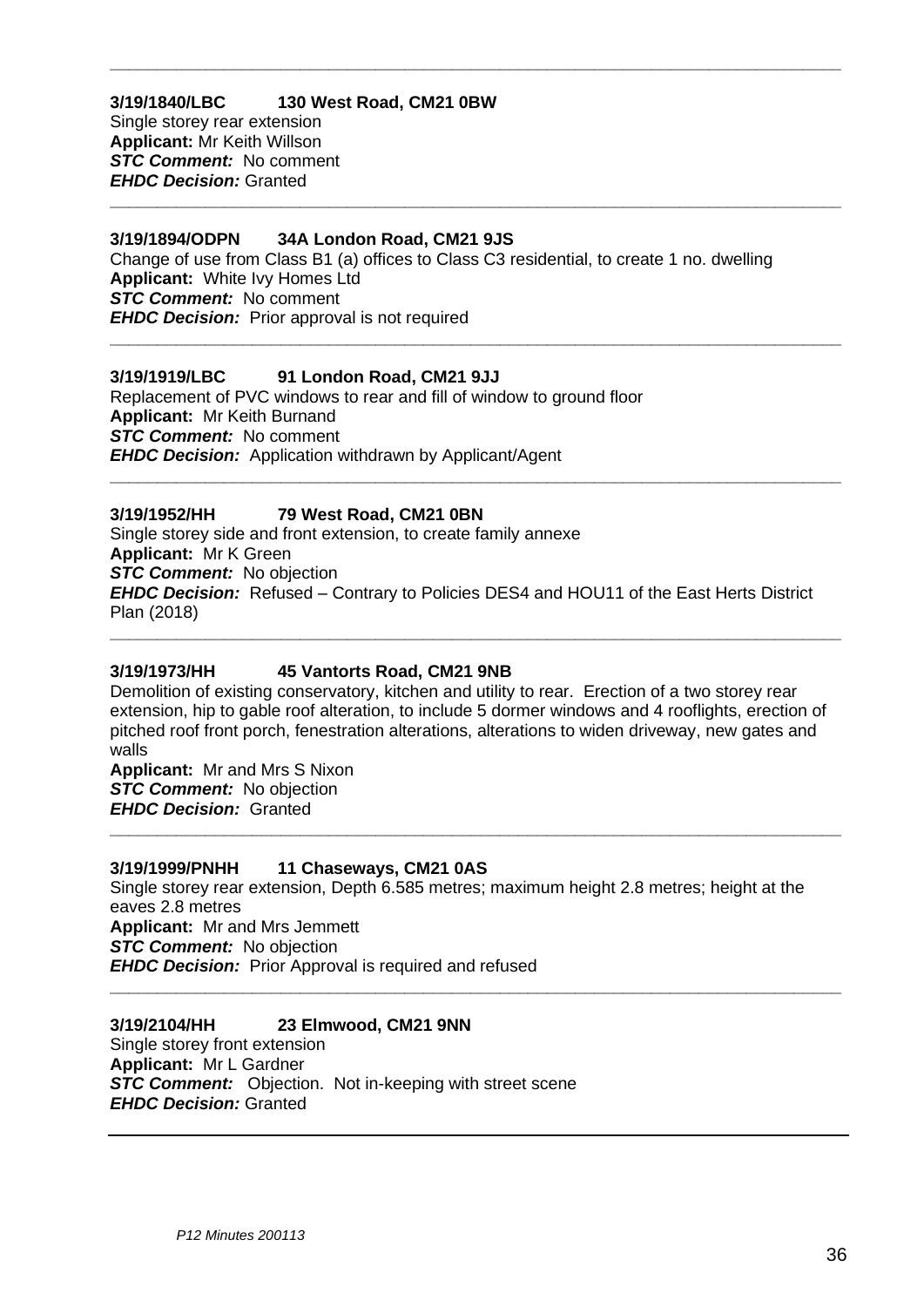---

**3/19/1840/LBC 130 West Road, CM21 0BW**
Single storey rear extension
**Applicant:** Mr Keith Willson
***STC Comment:*** No comment
***EHDC Decision:*** Granted

---

**3/19/1894/ODPN 34A London Road, CM21 9JS**
Change of use from Class B1 (a) offices to Class C3 residential, to create 1 no. dwelling
**Applicant:** White Ivy Homes Ltd
***STC Comment:*** No comment
***EHDC Decision:*** Prior approval is not required

---

**3/19/1919/LBC 91 London Road, CM21 9JJ**
Replacement of PVC windows to rear and fill of window to ground floor
**Applicant:** Mr Keith Burnand
***STC Comment:*** No comment
***EHDC Decision:*** Application withdrawn by Applicant/Agent

---

**3/19/1952/HH 79 West Road, CM21 0BN**
Single storey side and front extension, to create family annexe
**Applicant:** Mr K Green
***STC Comment:*** No objection
***EHDC Decision:*** Refused – Contrary to Policies DES4 and HOU11 of the East Herts District Plan (2018)

---

**3/19/1973/HH 45 Vantorts Road, CM21 9NB**
Demolition of existing conservatory, kitchen and utility to rear. Erection of a two storey rear extension, hip to gable roof alteration, to include 5 dormer windows and 4 rooflights, erection of pitched roof front porch, fenestration alterations, alterations to widen driveway, new gates and walls
**Applicant:** Mr and Mrs S Nixon
***STC Comment:*** No objection
***EHDC Decision:*** Granted

---

**3/19/1999/PNHH 11 Chaseways, CM21 0AS**
Single storey rear extension, Depth 6.585 metres; maximum height 2.8 metres; height at the eaves 2.8 metres
**Applicant:** Mr and Mrs Jemmett
***STC Comment:*** No objection
***EHDC Decision:*** Prior Approval is required and refused

---

**3/19/2104/HH 23 Elmwood, CM21 9NN**
Single storey front extension
**Applicant:** Mr L Gardner
***STC Comment:*** Objection. Not in-keeping with street scene
***EHDC Decision:*** Granted

---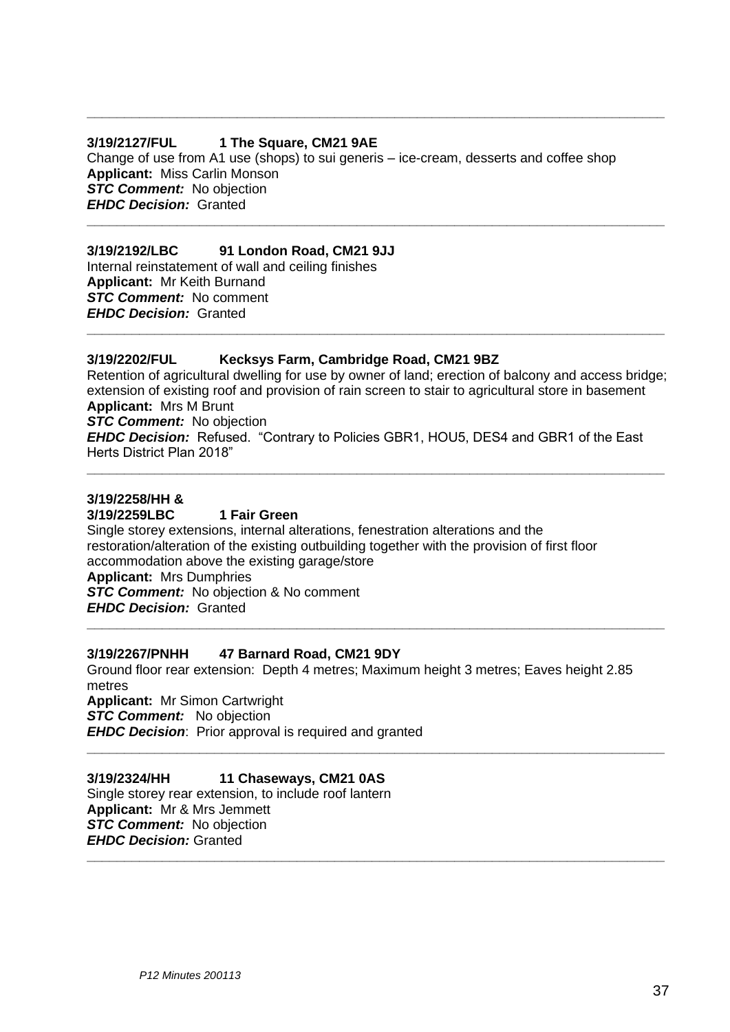---

**3/19/2127/FUL 1 The Square, CM21 9AE**
Change of use from A1 use (shops) to sui generis – ice-cream, desserts and coffee shop
**Applicant:** Miss Carlin Monson
***STC Comment:*** No objection
***EHDC Decision:*** Granted

---

**3/19/2192/LBC 91 London Road, CM21 9JJ**
Internal reinstatement of wall and ceiling finishes
**Applicant:** Mr Keith Burnand
***STC Comment:*** No comment
***EHDC Decision:*** Granted

---

**3/19/2202/FUL Kecksys Farm, Cambridge Road, CM21 9BZ**
Retention of agricultural dwelling for use by owner of land; erection of balcony and access bridge; extension of existing roof and provision of rain screen to stair to agricultural store in basement
**Applicant:** Mrs M Brunt
***STC Comment:*** No objection
***EHDC Decision:*** Refused. "Contrary to Policies GBR1, HOU5, DES4 and GBR1 of the East Herts District Plan 2018"

---

**3/19/2258/HH &**
**3/19/2259LBC 1 Fair Green**
Single storey extensions, internal alterations, fenestration alterations and the restoration/alteration of the existing outbuilding together with the provision of first floor accommodation above the existing garage/store
**Applicant:** Mrs Dumphries
***STC Comment:*** No objection & No comment
***EHDC Decision:*** Granted

---

**3/19/2267/PNHH 47 Barnard Road, CM21 9DY**
Ground floor rear extension: Depth 4 metres; Maximum height 3 metres; Eaves height 2.85 metres
**Applicant:** Mr Simon Cartwright
***STC Comment:*** No objection
***EHDC Decision***: Prior approval is required and granted

---

**3/19/2324/HH 11 Chaseways, CM21 0AS**
Single storey rear extension, to include roof lantern
**Applicant:** Mr & Mrs Jemmett
***STC Comment:*** No objection
***EHDC Decision:*** Granted

---

*P12 Minutes 200113*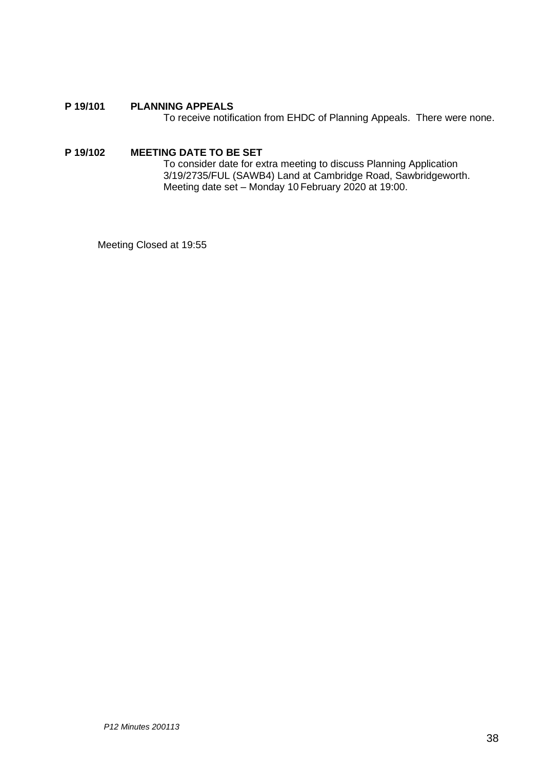**P 19/101 PLANNING APPEALS**

To receive notification from EHDC of Planning Appeals. There were none.

**P 19/102 MEETING DATE TO BE SET**

To consider date for extra meeting to discuss Planning Application 3/19/2735/FUL (SAWB4) Land at Cambridge Road, Sawbridgeworth. Meeting date set – Monday 10 February 2020 at 19:00.

Meeting Closed at 19:55